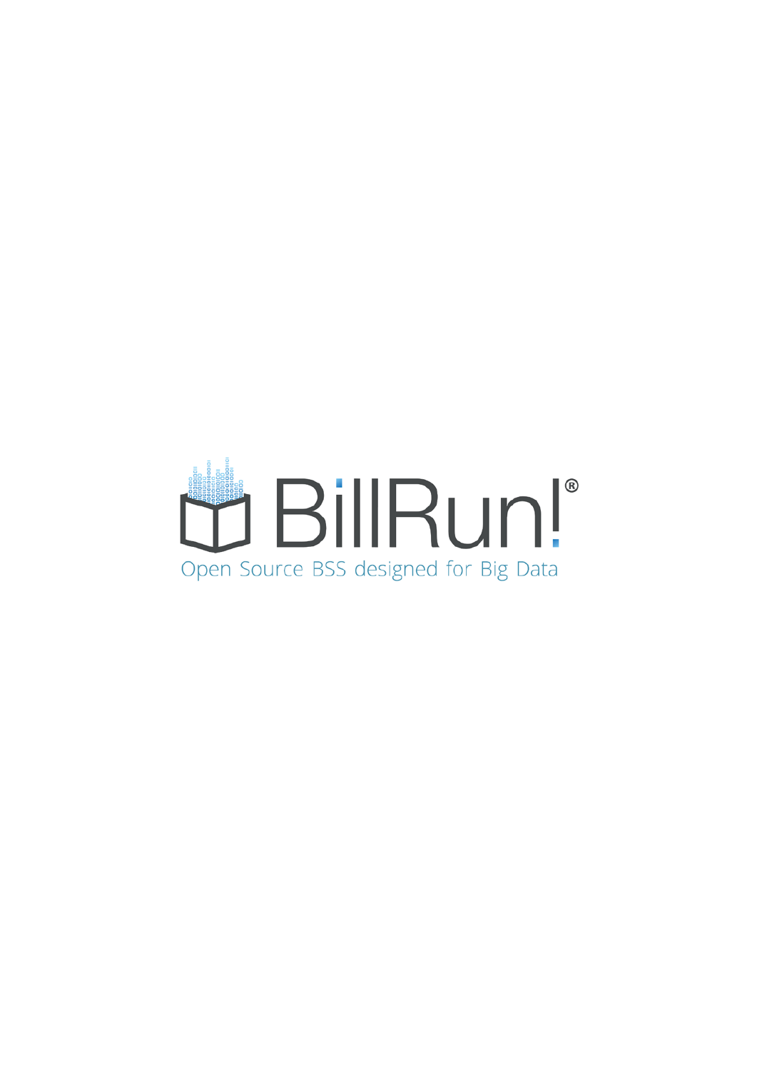# BillRun!®

Open Source BSS designed for Big Data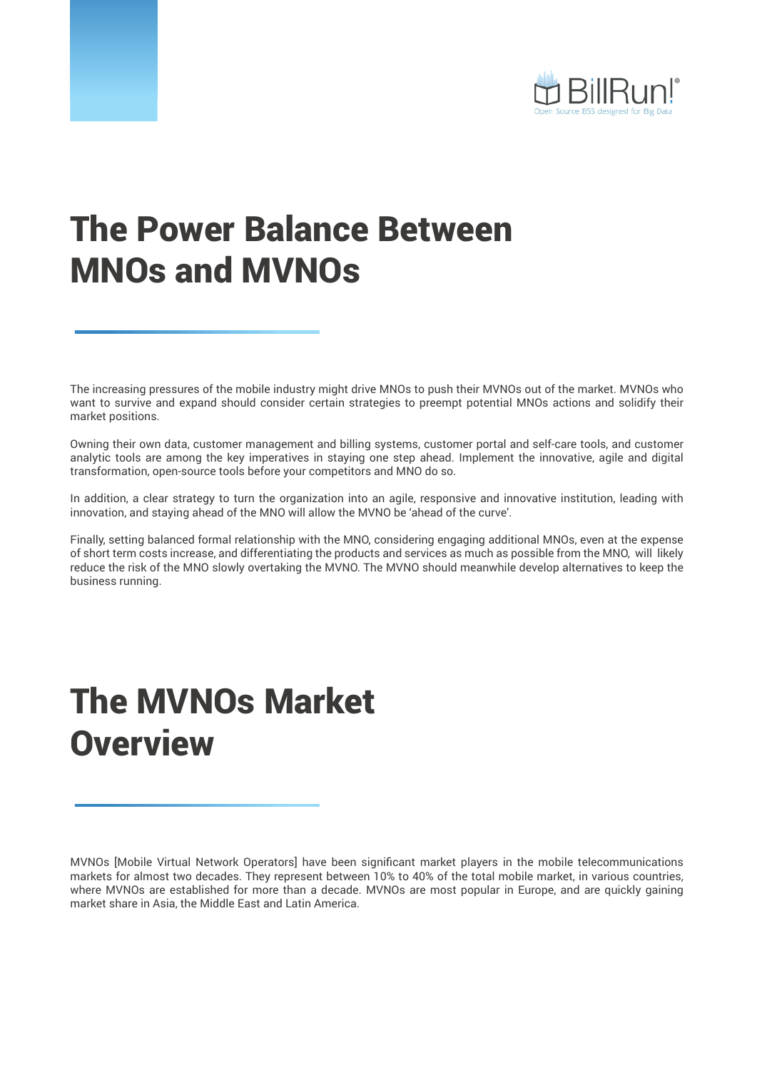# The Power Balance Between MNOs and MVNOs

The increasing pressures of the mobile industry might drive MNOs to push their MVNOs out of the market. MVNOs who want to survive and expand should consider certain strategies to preempt potential MNOs actions and solidify their market positions.

Owning their own data, customer management and billing systems, customer portal and self-care tools, and customer analytic tools are among the key imperatives in staying one step ahead. Implement the innovative, agile and digital transformation, open-source tools before your competitors and MNO do so.

In addition, a clear strategy to turn the organization into an agile, responsive and innovative institution, leading with innovation, and staying ahead of the MNO will allow the MVNO be 'ahead of the curve'.

Finally, setting balanced formal relationship with the MNO, considering engaging additional MNOs, even at the expense of short term costs increase, and differentiating the products and services as much as possible from the MNO, will likely reduce the risk of the MNO slowly overtaking the MVNO. The MVNO should meanwhile develop alternatives to keep the business running.

# The MVNOs Market Overview

MVNOs [Mobile Virtual Network Operators] have been significant market players in the mobile telecommunications markets for almost two decades. They represent between 10% to 40% of the total mobile market, in various countries, where MVNOs are established for more than a decade. MVNOs are most popular in Europe, and are quickly gaining market share in Asia, the Middle East and Latin America.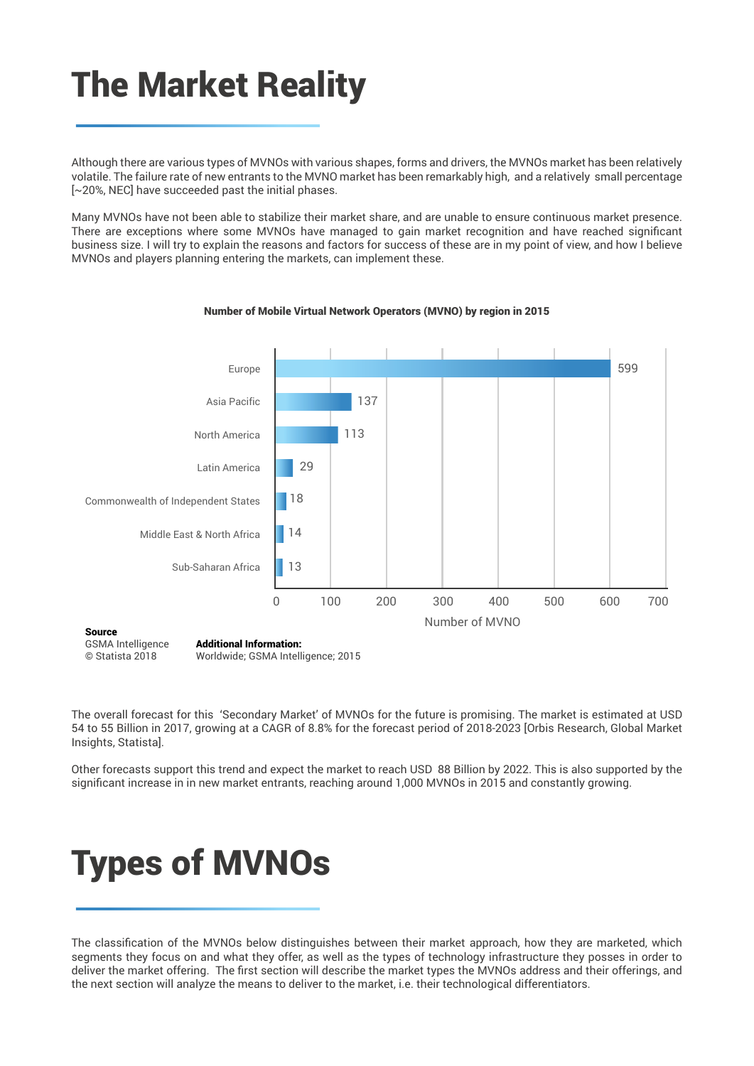# The Market Reality

Although there are various types of MVNOs with various shapes, forms and drivers, the MVNOs market has been relatively volatile. The failure rate of new entrants to the MVNO market has been remarkably high, and a relatively small percentage [~20%, NEC] have succeeded past the initial phases.

Many MVNOs have not been able to stabilize their market share, and are unable to ensure continuous market presence. There are exceptions where some MVNOs have managed to gain market recognition and have reached significant business size. I will try to explain the reasons and factors for success of these are in my point of view, and how I believe MVNOs and players planning entering the markets, can implement these.

**Number of Mobile Virtual Network Operators (MVNO) by region in 2015**

| Region | Number of MVNO |
|---|---|
| Europe | 599 |
| Asia Pacific | 137 |
| North America | 113 |
| Latin America | 29 |
| Commonwealth of Independent States | 18 |
| Middle East & North Africa | 14 |
| Sub-Saharan Africa | 13 |

**Source**
GSMA Intelligence
© Statista 2018

**Additional Information:**
Worldwide; GSMA Intelligence; 2015

The overall forecast for this 'Secondary Market' of MVNOs for the future is promising. The market is estimated at USD 54 to 55 Billion in 2017, growing at a CAGR of 8.8% for the forecast period of 2018-2023 [Orbis Research, Global Market Insights, Statista].

Other forecasts support this trend and expect the market to reach USD 88 Billion by 2022. This is also supported by the significant increase in in new market entrants, reaching around 1,000 MVNOs in 2015 and constantly growing.

# Types of MVNOs

The classification of the MVNOs below distinguishes between their market approach, how they are marketed, which segments they focus on and what they offer, as well as the types of technology infrastructure they posses in order to deliver the market offering. The first section will describe the market types the MVNOs address and their offerings, and the next section will analyze the means to deliver to the market, i.e. their technological differentiators.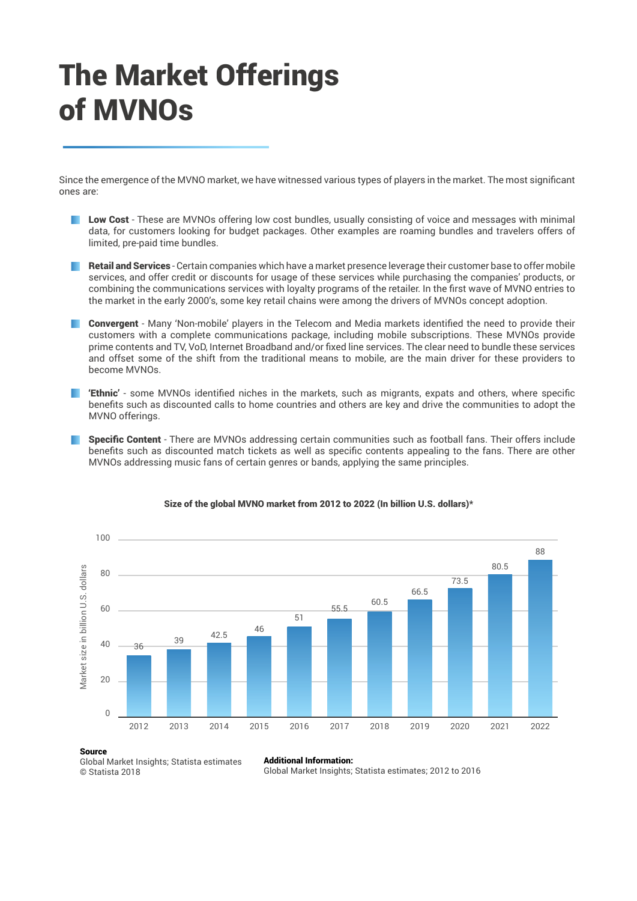# The Market Offerings of MVNOs

Since the emergence of the MVNO market, we have witnessed various types of players in the market. The most significant ones are:

- **Low Cost** - These are MVNOs offering low cost bundles, usually consisting of voice and messages with minimal data, for customers looking for budget packages. Other examples are roaming bundles and travelers offers of limited, pre-paid time bundles.
- **Retail and Services** - Certain companies which have a market presence leverage their customer base to offer mobile services, and offer credit or discounts for usage of these services while purchasing the companies' products, or combining the communications services with loyalty programs of the retailer. In the first wave of MVNO entries to the market in the early 2000's, some key retail chains were among the drivers of MVNOs concept adoption.
- **Convergent** - Many 'Non-mobile' players in the Telecom and Media markets identified the need to provide their customers with a complete communications package, including mobile subscriptions. These MVNOs provide prime contents and TV, VoD, Internet Broadband and/or fixed line services. The clear need to bundle these services and offset some of the shift from the traditional means to mobile, are the main driver for these providers to become MVNOs.
- **'Ethnic'** - some MVNOs identified niches in the markets, such as migrants, expats and others, where specific benefits such as discounted calls to home countries and others are key and drive the communities to adopt the MVNO offerings.
- **Specific Content** - There are MVNOs addressing certain communities such as football fans. Their offers include benefits such as discounted match tickets as well as specific contents appealing to the fans. There are other MVNOs addressing music fans of certain genres or bands, applying the same principles.

**Size of the global MVNO market from 2012 to 2022 (In billion U.S. dollars)***

| Year | Market size in billion U.S. dollars |
|---|---|
| 2012 | 36 |
| 2013 | 39 |
| 2014 | 42.5 |
| 2015 | 46 |
| 2016 | 51 |
| 2017 | 55.5 |
| 2018 | 60.5 |
| 2019 | 66.5 |
| 2020 | 73.5 |
| 2021 | 80.5 |
| 2022 | 88 |

**Source**
Global Market Insights; Statista estimates
© Statista 2018

**Additional Information:**
Global Market Insights; Statista estimates; 2012 to 2016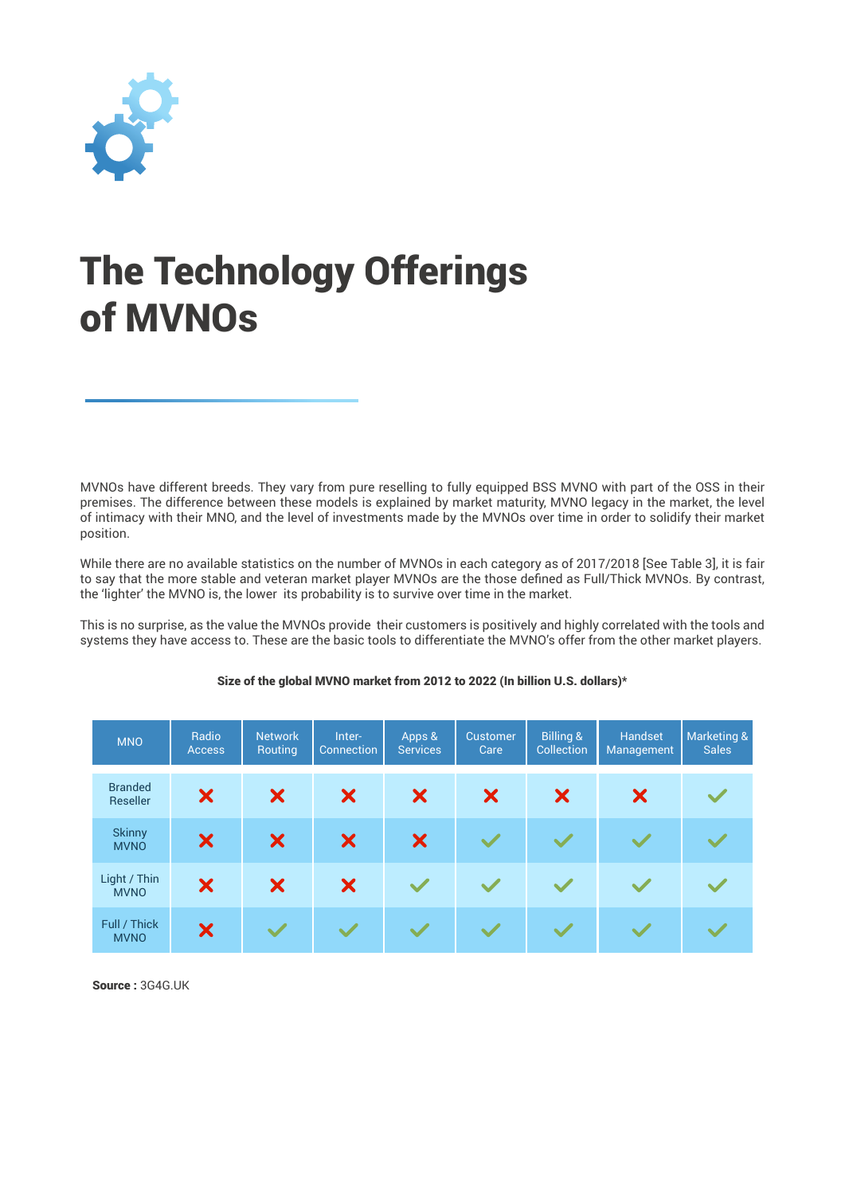# The Technology Offerings of MVNOs

MVNOs have different breeds. They vary from pure reselling to fully equipped BSS MVNO with part of the OSS in their premises. The difference between these models is explained by market maturity, MVNO legacy in the market, the level of intimacy with their MNO, and the level of investments made by the MVNOs over time in order to solidify their market position.

While there are no available statistics on the number of MVNOs in each category as of 2017/2018 [See Table 3], it is fair to say that the more stable and veteran market player MVNOs are the those defined as Full/Thick MVNOs. By contrast, the 'lighter' the MVNO is, the lower its probability is to survive over time in the market.

This is no surprise, as the value the MVNOs provide their customers is positively and highly correlated with the tools and systems they have access to. These are the basic tools to differentiate the MVNO's offer from the other market players.

**Size of the global MVNO market from 2012 to 2022 (In billion U.S. dollars)***

| MNO | Radio Access | Network Routing | Inter-Connection | Apps & Services | Customer Care | Billing & Collection | Handset Management | Marketing & Sales |
|---|---|---|---|---|---|---|---|---|
| Branded Reseller | ✗ | ✗ | ✗ | ✗ | ✗ | ✗ | ✗ | ✓ |
| Skinny MVNO | ✗ | ✗ | ✗ | ✗ | ✓ | ✓ | ✓ | ✓ |
| Light / Thin MVNO | ✗ | ✗ | ✗ | ✓ | ✓ | ✓ | ✓ | ✓ |
| Full / Thick MVNO | ✗ | ✓ | ✓ | ✓ | ✓ | ✓ | ✓ | ✓ |

**Source :** 3G4G.UK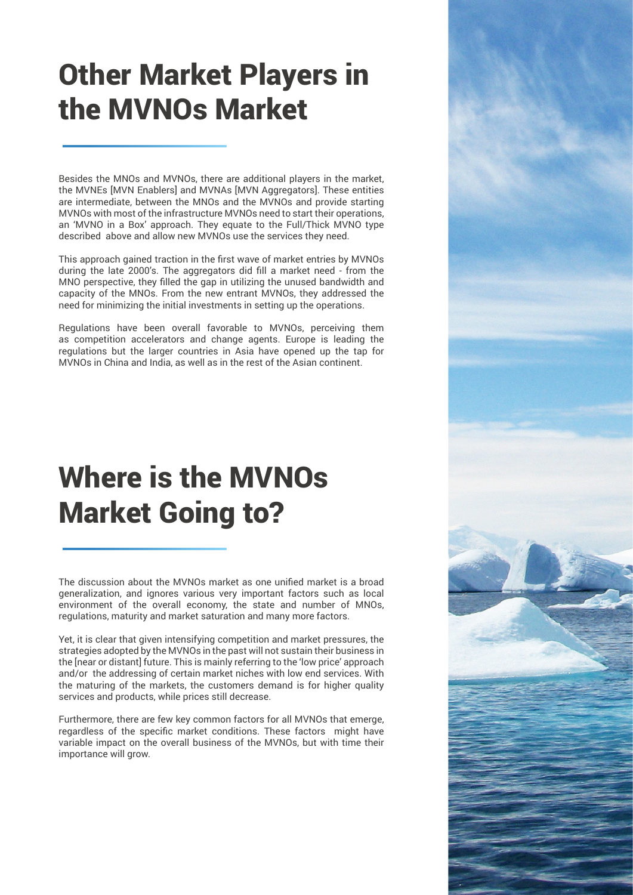# Other Market Players in the MVNOs Market

Besides the MNOs and MVNOs, there are additional players in the market, the MVNEs [MVN Enablers] and MVNAs [MVN Aggregators]. These entities are intermediate, between the MNOs and the MVNOs and provide starting MVNOs with most of the infrastructure MVNOs need to start their operations, an 'MVNO in a Box' approach. They equate to the Full/Thick MVNO type described above and allow new MVNOs use the services they need.

This approach gained traction in the first wave of market entries by MVNOs during the late 2000's. The aggregators did fill a market need - from the MNO perspective, they filled the gap in utilizing the unused bandwidth and capacity of the MNOs. From the new entrant MVNOs, they addressed the need for minimizing the initial investments in setting up the operations.

Regulations have been overall favorable to MVNOs, perceiving them as competition accelerators and change agents. Europe is leading the regulations but the larger countries in Asia have opened up the tap for MVNOs in China and India, as well as in the rest of the Asian continent.

# Where is the MVNOs Market Going to?

The discussion about the MVNOs market as one unified market is a broad generalization, and ignores various very important factors such as local environment of the overall economy, the state and number of MNOs, regulations, maturity and market saturation and many more factors.

Yet, it is clear that given intensifying competition and market pressures, the strategies adopted by the MVNOs in the past will not sustain their business in the [near or distant] future. This is mainly referring to the 'low price' approach and/or the addressing of certain market niches with low end services. With the maturing of the markets, the customers demand is for higher quality services and products, while prices still decrease.

Furthermore, there are few key common factors for all MVNOs that emerge, regardless of the specific market conditions. These factors might have variable impact on the overall business of the MVNOs, but with time their importance will grow.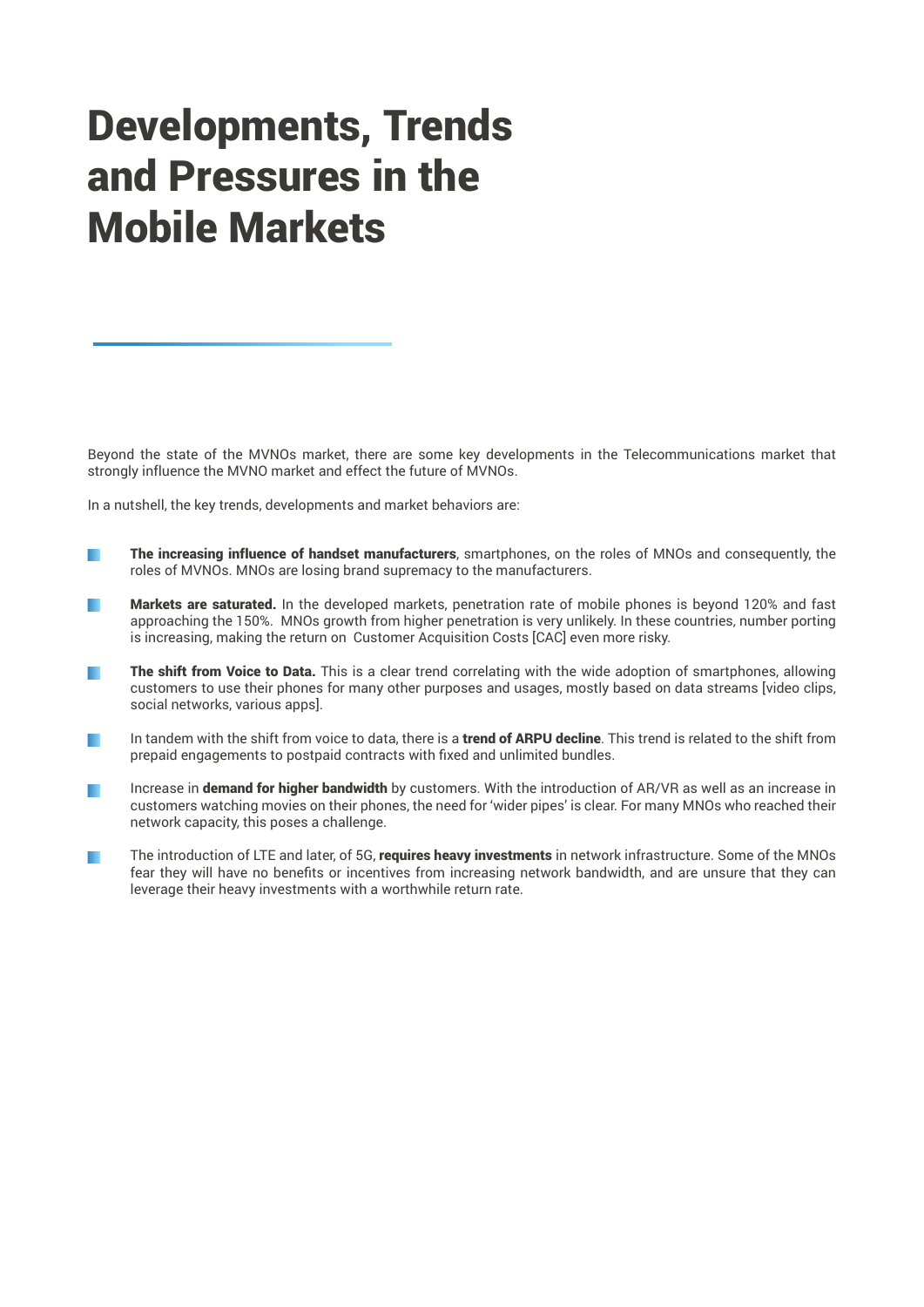# Developments, Trends and Pressures in the Mobile Markets

Beyond the state of the MVNOs market, there are some key developments in the Telecommunications market that strongly influence the MVNO market and effect the future of MVNOs.

In a nutshell, the key trends, developments and market behaviors are:

- **The increasing influence of handset manufacturers**, smartphones, on the roles of MNOs and consequently, the roles of MVNOs. MNOs are losing brand supremacy to the manufacturers.
- **Markets are saturated.** In the developed markets, penetration rate of mobile phones is beyond 120% and fast approaching the 150%. MNOs growth from higher penetration is very unlikely. In these countries, number porting is increasing, making the return on Customer Acquisition Costs [CAC] even more risky.
- **The shift from Voice to Data.** This is a clear trend correlating with the wide adoption of smartphones, allowing customers to use their phones for many other purposes and usages, mostly based on data streams [video clips, social networks, various apps].
- In tandem with the shift from voice to data, there is a **trend of ARPU decline**. This trend is related to the shift from prepaid engagements to postpaid contracts with fixed and unlimited bundles.
- Increase in **demand for higher bandwidth** by customers. With the introduction of AR/VR as well as an increase in customers watching movies on their phones, the need for 'wider pipes' is clear. For many MNOs who reached their network capacity, this poses a challenge.
- The introduction of LTE and later, of 5G, **requires heavy investments** in network infrastructure. Some of the MNOs fear they will have no benefits or incentives from increasing network bandwidth, and are unsure that they can leverage their heavy investments with a worthwhile return rate.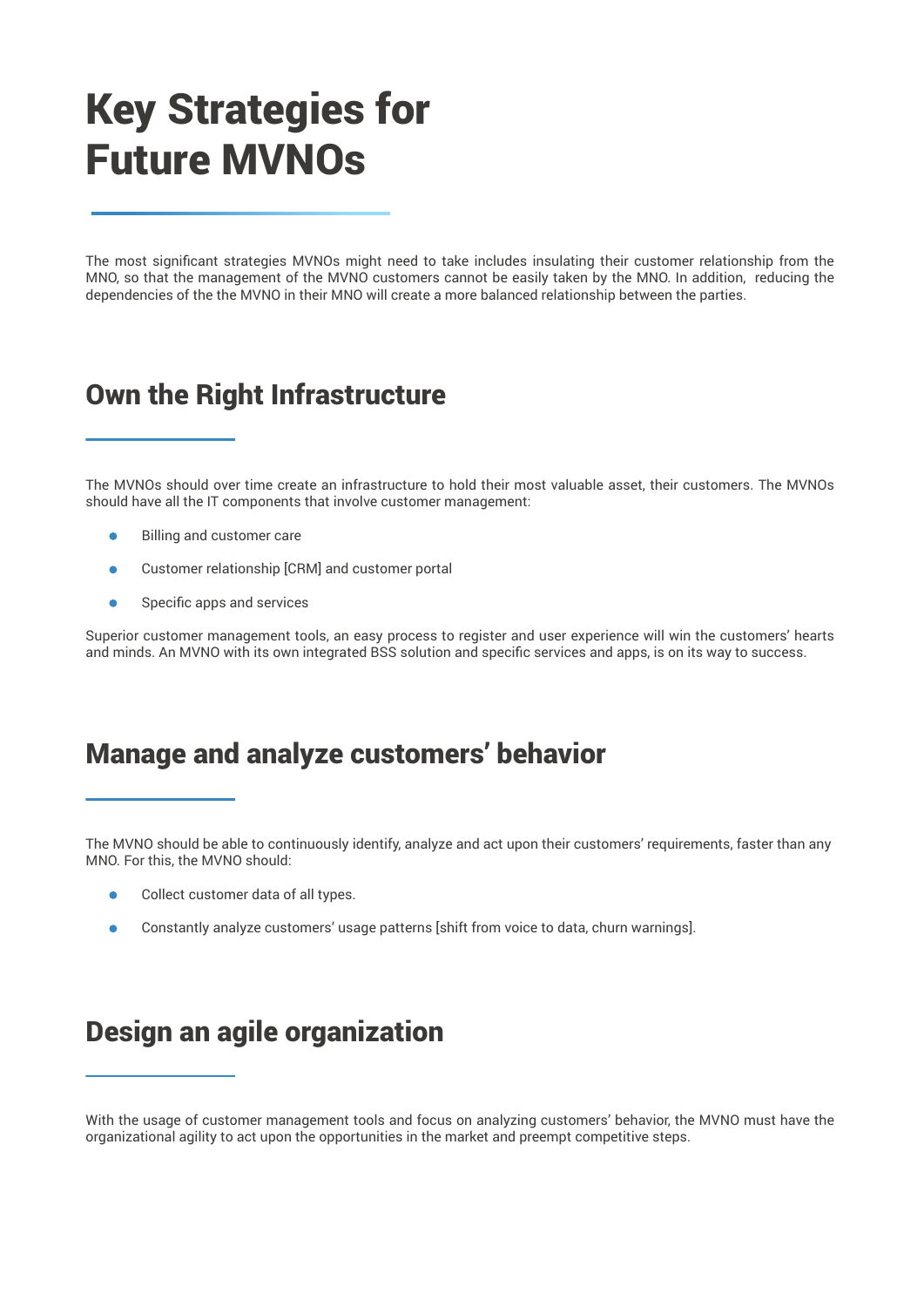# Key Strategies for Future MVNOs

The most significant strategies MVNOs might need to take includes insulating their customer relationship from the MNO, so that the management of the MVNO customers cannot be easily taken by the MNO. In addition, reducing the dependencies of the the MVNO in their MNO will create a more balanced relationship between the parties.

## Own the Right Infrastructure

The MVNOs should over time create an infrastructure to hold their most valuable asset, their customers. The MVNOs should have all the IT components that involve customer management:

- Billing and customer care
- Customer relationship [CRM] and customer portal
- Specific apps and services

Superior customer management tools, an easy process to register and user experience will win the customers' hearts and minds. An MVNO with its own integrated BSS solution and specific services and apps, is on its way to success.

## Manage and analyze customers' behavior

The MVNO should be able to continuously identify, analyze and act upon their customers' requirements, faster than any MNO. For this, the MVNO should:

- Collect customer data of all types.
- Constantly analyze customers' usage patterns [shift from voice to data, churn warnings].

## Design an agile organization

With the usage of customer management tools and focus on analyzing customers' behavior, the MVNO must have the organizational agility to act upon the opportunities in the market and preempt competitive steps.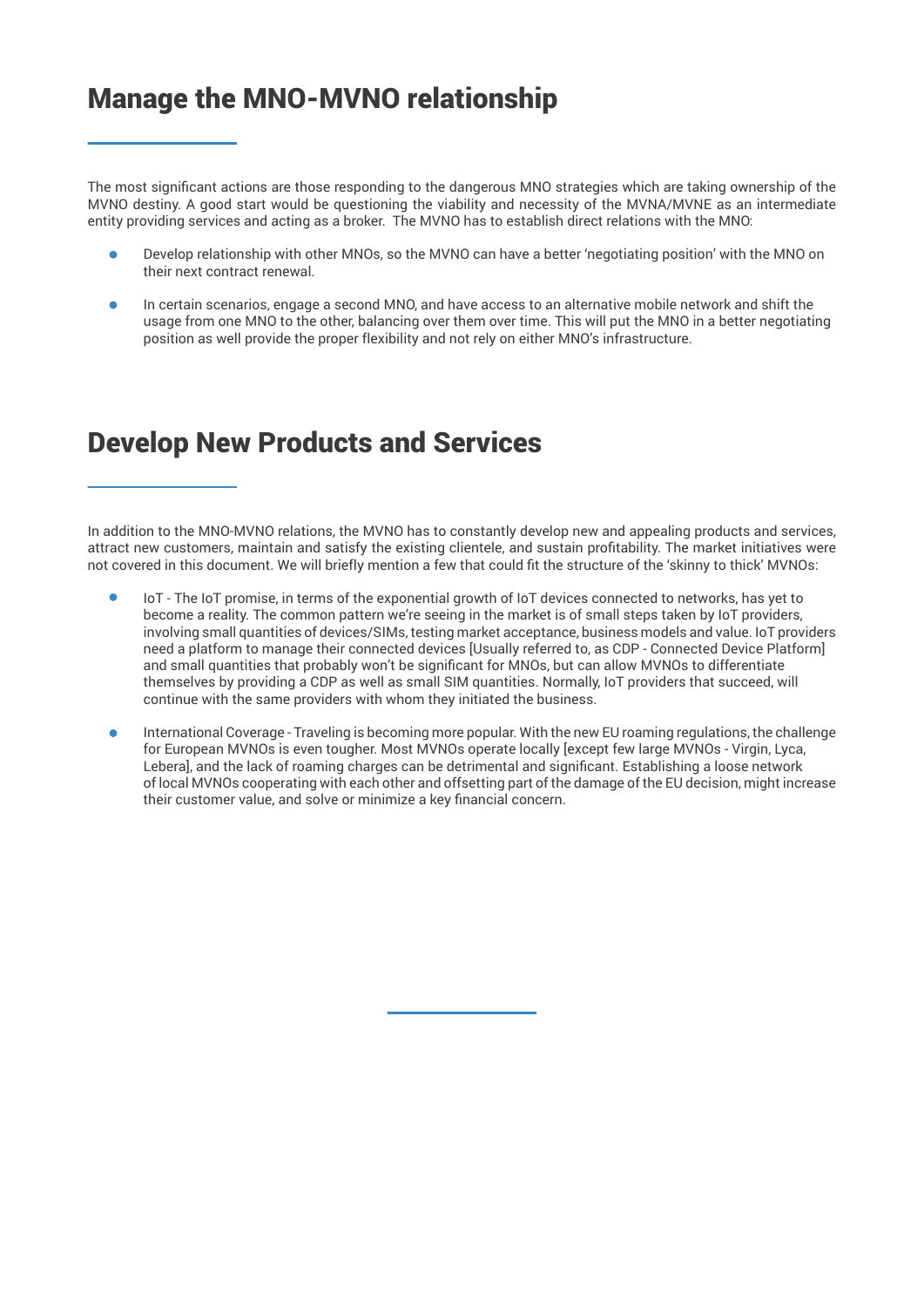## Manage the MNO-MVNO relationship

The most significant actions are those responding to the dangerous MNO strategies which are taking ownership of the MVNO destiny. A good start would be questioning the viability and necessity of the MVNA/MVNE as an intermediate entity providing services and acting as a broker. The MVNO has to establish direct relations with the MNO:

- Develop relationship with other MNOs, so the MVNO can have a better 'negotiating position' with the MNO on their next contract renewal.
- In certain scenarios, engage a second MNO, and have access to an alternative mobile network and shift the usage from one MNO to the other, balancing over them over time. This will put the MNO in a better negotiating position as well provide the proper flexibility and not rely on either MNO's infrastructure.

## Develop New Products and Services

In addition to the MNO-MVNO relations, the MVNO has to constantly develop new and appealing products and services, attract new customers, maintain and satisfy the existing clientele, and sustain profitability. The market initiatives were not covered in this document. We will briefly mention a few that could fit the structure of the 'skinny to thick' MVNOs:

- IoT - The IoT promise, in terms of the exponential growth of IoT devices connected to networks, has yet to become a reality. The common pattern we're seeing in the market is of small steps taken by IoT providers, involving small quantities of devices/SIMs, testing market acceptance, business models and value. IoT providers need a platform to manage their connected devices [Usually referred to, as CDP - Connected Device Platform] and small quantities that probably won't be significant for MNOs, but can allow MVNOs to differentiate themselves by providing a CDP as well as small SIM quantities. Normally, IoT providers that succeed, will continue with the same providers with whom they initiated the business.
- International Coverage - Traveling is becoming more popular. With the new EU roaming regulations, the challenge for European MVNOs is even tougher. Most MVNOs operate locally [except few large MVNOs - Virgin, Lyca, Lebera], and the lack of roaming charges can be detrimental and significant. Establishing a loose network of local MVNOs cooperating with each other and offsetting part of the damage of the EU decision, might increase their customer value, and solve or minimize a key financial concern.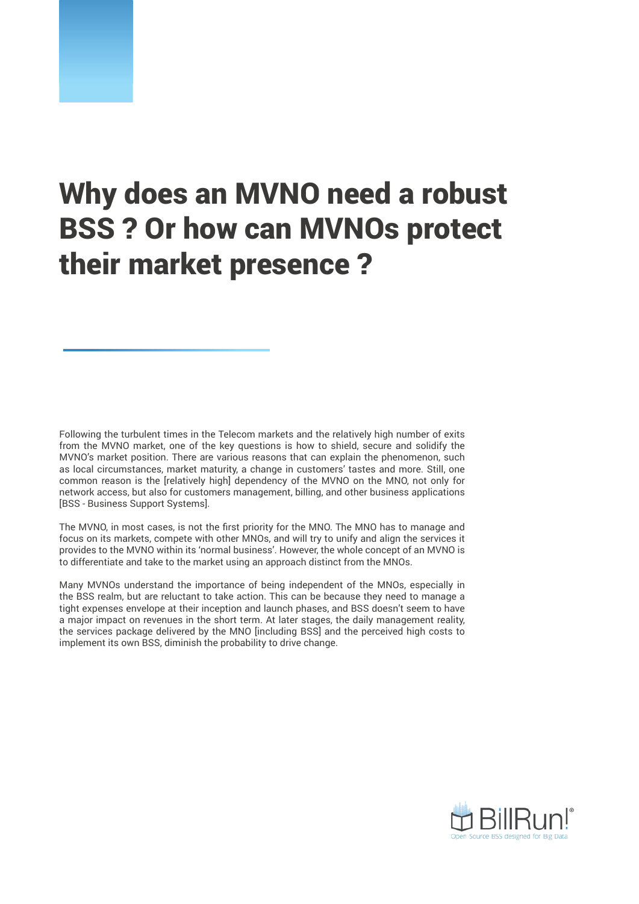# Why does an MVNO need a robust BSS ? Or how can MVNOs protect their market presence ?

Following the turbulent times in the Telecom markets and the relatively high number of exits from the MVNO market, one of the key questions is how to shield, secure and solidify the MVNO's market position. There are various reasons that can explain the phenomenon, such as local circumstances, market maturity, a change in customers' tastes and more. Still, one common reason is the [relatively high] dependency of the MVNO on the MNO, not only for network access, but also for customers management, billing, and other business applications [BSS - Business Support Systems].

The MVNO, in most cases, is not the first priority for the MNO. The MNO has to manage and focus on its markets, compete with other MNOs, and will try to unify and align the services it provides to the MVNO within its 'normal business'. However, the whole concept of an MVNO is to differentiate and take to the market using an approach distinct from the MNOs.

Many MVNOs understand the importance of being independent of the MNOs, especially in the BSS realm, but are reluctant to take action. This can be because they need to manage a tight expenses envelope at their inception and launch phases, and BSS doesn't seem to have a major impact on revenues in the short term. At later stages, the daily management reality, the services package delivered by the MNO [including BSS] and the perceived high costs to implement its own BSS, diminish the probability to drive change.